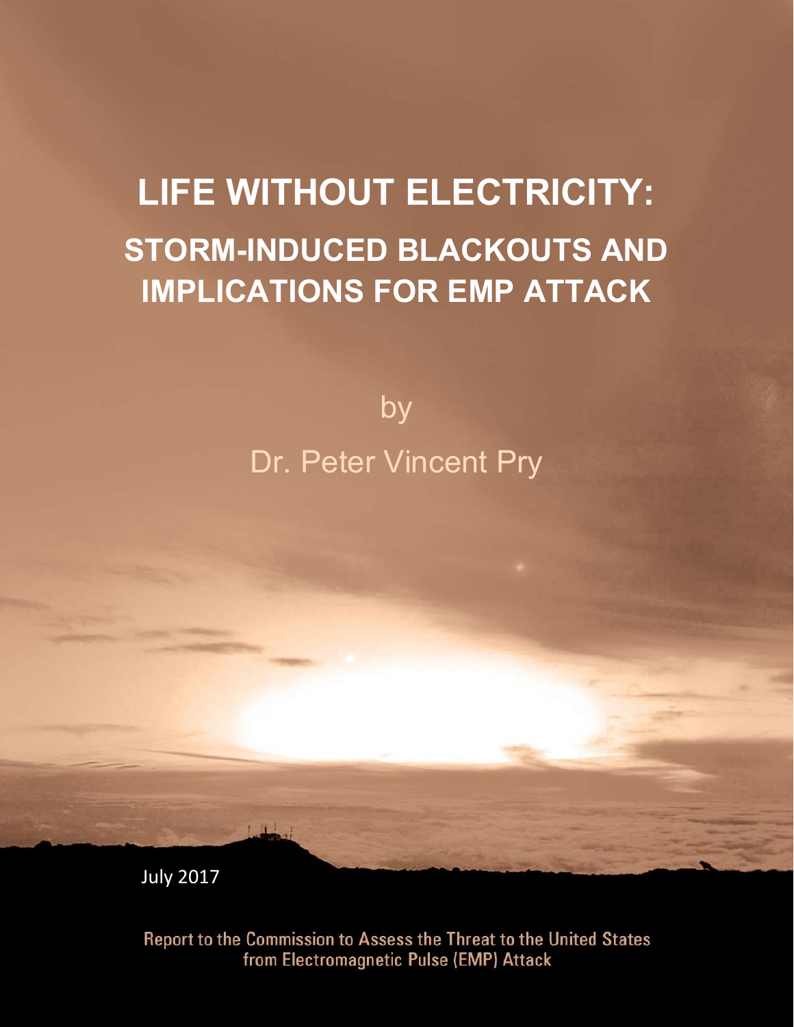# LIFE WITHOUT ELECTRICITY:

## STORM-INDUCED BLACKOUTS AND IMPLICATIONS FOR EMP ATTACK

by

Dr. Peter Vincent Pry

July 2017

Report to the Commission to Assess the Threat to the United States from Electromagnetic Pulse (EMP) Attack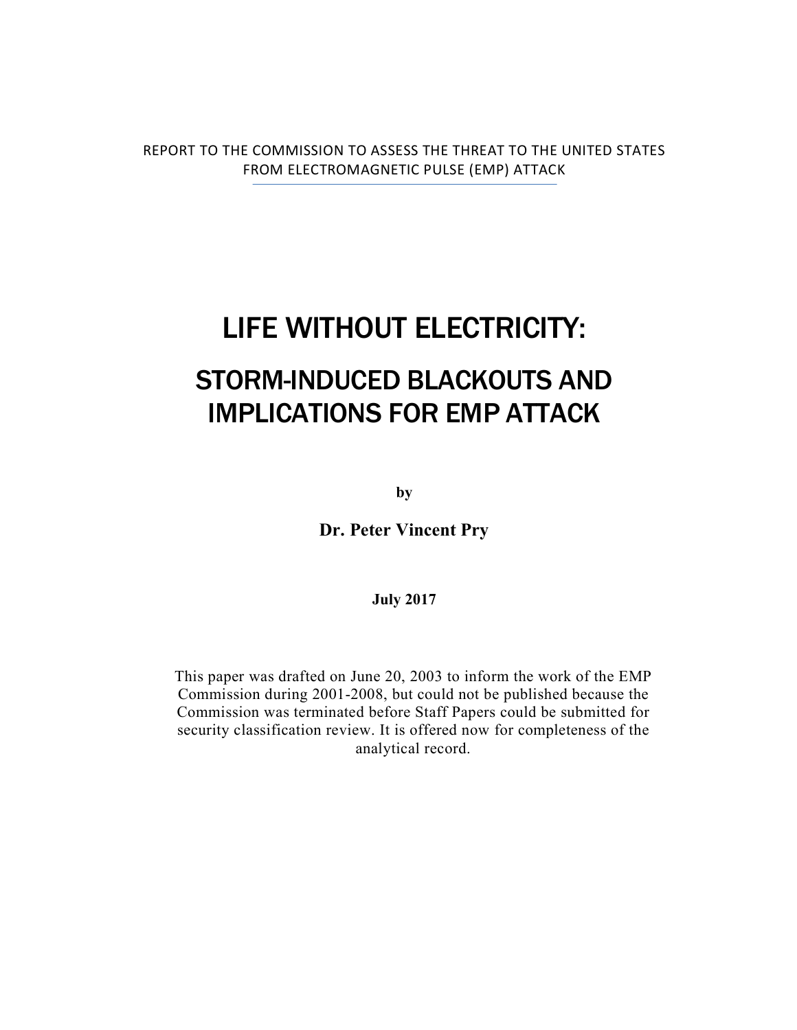REPORT TO THE COMMISSION TO ASSESS THE THREAT TO THE UNITED STATES FROM ELECTROMAGNETIC PULSE (EMP) ATTACK

# LIFE WITHOUT ELECTRICITY:

## STORM-INDUCED BLACKOUTS AND IMPLICATIONS FOR EMP ATTACK

**by**

**Dr. Peter Vincent Pry**

**July 2017**

This paper was drafted on June 20, 2003 to inform the work of the EMP Commission during 2001-2008, but could not be published because the Commission was terminated before Staff Papers could be submitted for security classification review. It is offered now for completeness of the analytical record.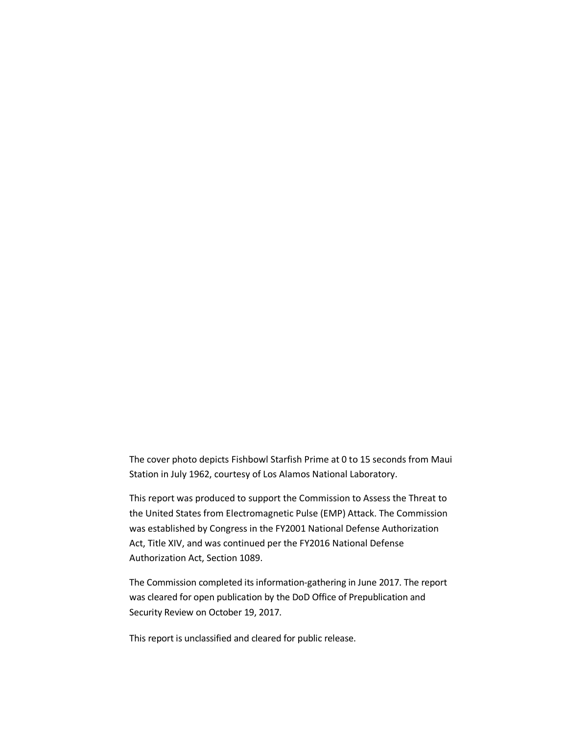The cover photo depicts Fishbowl Starfish Prime at 0 to 15 seconds from Maui Station in July 1962, courtesy of Los Alamos National Laboratory.

This report was produced to support the Commission to Assess the Threat to the United States from Electromagnetic Pulse (EMP) Attack. The Commission was established by Congress in the FY2001 National Defense Authorization Act, Title XIV, and was continued per the FY2016 National Defense Authorization Act, Section 1089.

The Commission completed its information-gathering in June 2017. The report was cleared for open publication by the DoD Office of Prepublication and Security Review on October 19, 2017.

This report is unclassified and cleared for public release.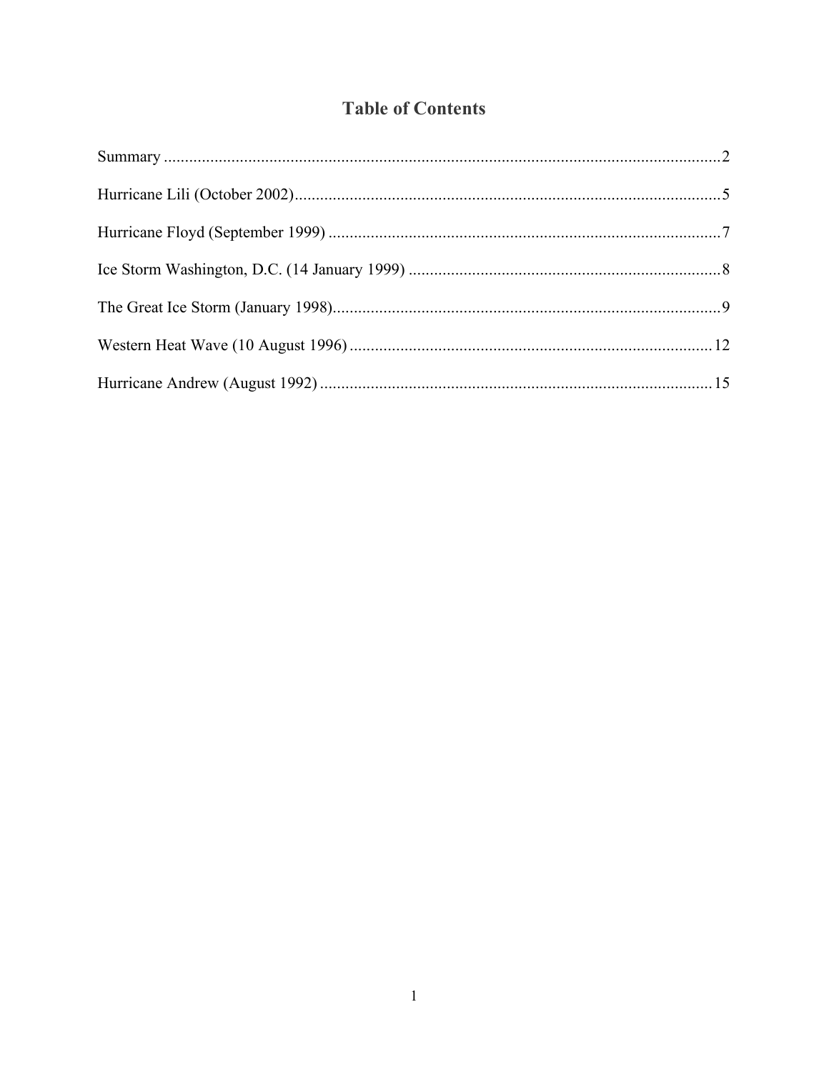# Table of Contents

Summary ....................................................................................................................................2

Hurricane Lili (October 2002).....................................................................................................5

Hurricane Floyd (September 1999) ............................................................................................7

Ice Storm Washington, D.C. (14 January 1999) .........................................................................8

The Great Ice Storm (January 1998)...........................................................................................9

Western Heat Wave (10 August 1996) .....................................................................................12

Hurricane Andrew (August 1992) ............................................................................................15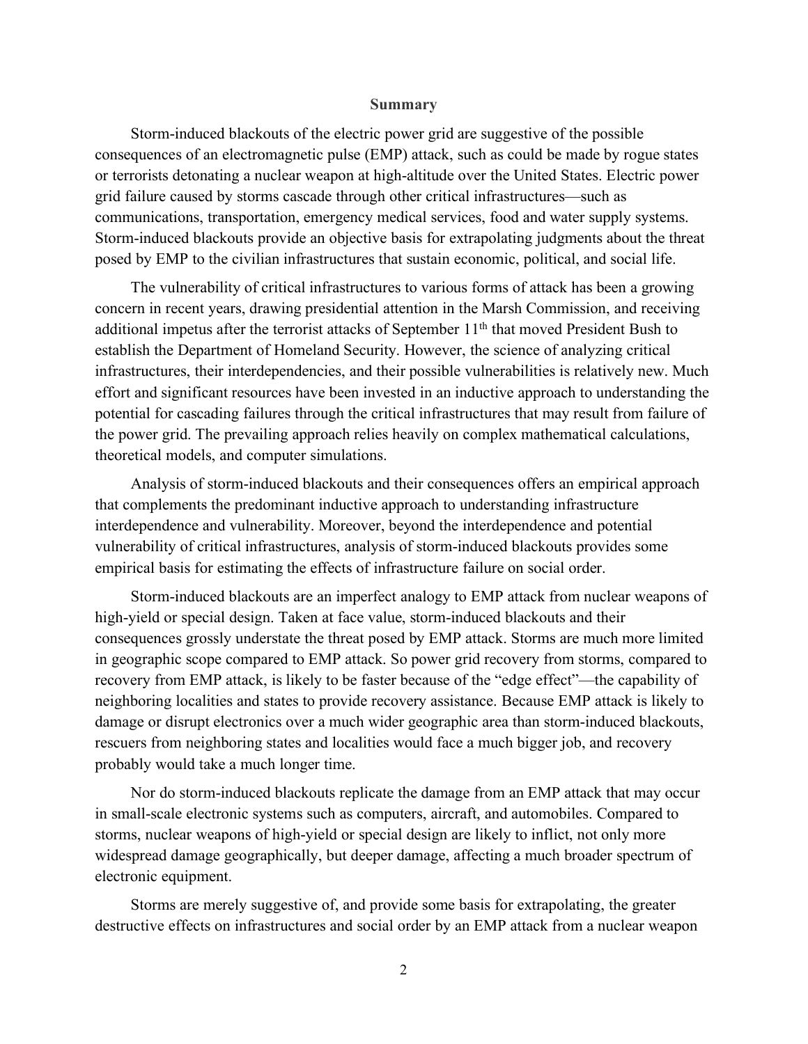## Summary

Storm-induced blackouts of the electric power grid are suggestive of the possible consequences of an electromagnetic pulse (EMP) attack, such as could be made by rogue states or terrorists detonating a nuclear weapon at high-altitude over the United States. Electric power grid failure caused by storms cascade through other critical infrastructures—such as communications, transportation, emergency medical services, food and water supply systems. Storm-induced blackouts provide an objective basis for extrapolating judgments about the threat posed by EMP to the civilian infrastructures that sustain economic, political, and social life.

The vulnerability of critical infrastructures to various forms of attack has been a growing concern in recent years, drawing presidential attention in the Marsh Commission, and receiving additional impetus after the terrorist attacks of September 11th that moved President Bush to establish the Department of Homeland Security. However, the science of analyzing critical infrastructures, their interdependencies, and their possible vulnerabilities is relatively new. Much effort and significant resources have been invested in an inductive approach to understanding the potential for cascading failures through the critical infrastructures that may result from failure of the power grid. The prevailing approach relies heavily on complex mathematical calculations, theoretical models, and computer simulations.

Analysis of storm-induced blackouts and their consequences offers an empirical approach that complements the predominant inductive approach to understanding infrastructure interdependence and vulnerability. Moreover, beyond the interdependence and potential vulnerability of critical infrastructures, analysis of storm-induced blackouts provides some empirical basis for estimating the effects of infrastructure failure on social order.

Storm-induced blackouts are an imperfect analogy to EMP attack from nuclear weapons of high-yield or special design. Taken at face value, storm-induced blackouts and their consequences grossly understate the threat posed by EMP attack. Storms are much more limited in geographic scope compared to EMP attack. So power grid recovery from storms, compared to recovery from EMP attack, is likely to be faster because of the "edge effect"—the capability of neighboring localities and states to provide recovery assistance. Because EMP attack is likely to damage or disrupt electronics over a much wider geographic area than storm-induced blackouts, rescuers from neighboring states and localities would face a much bigger job, and recovery probably would take a much longer time.

Nor do storm-induced blackouts replicate the damage from an EMP attack that may occur in small-scale electronic systems such as computers, aircraft, and automobiles. Compared to storms, nuclear weapons of high-yield or special design are likely to inflict, not only more widespread damage geographically, but deeper damage, affecting a much broader spectrum of electronic equipment.

Storms are merely suggestive of, and provide some basis for extrapolating, the greater destructive effects on infrastructures and social order by an EMP attack from a nuclear weapon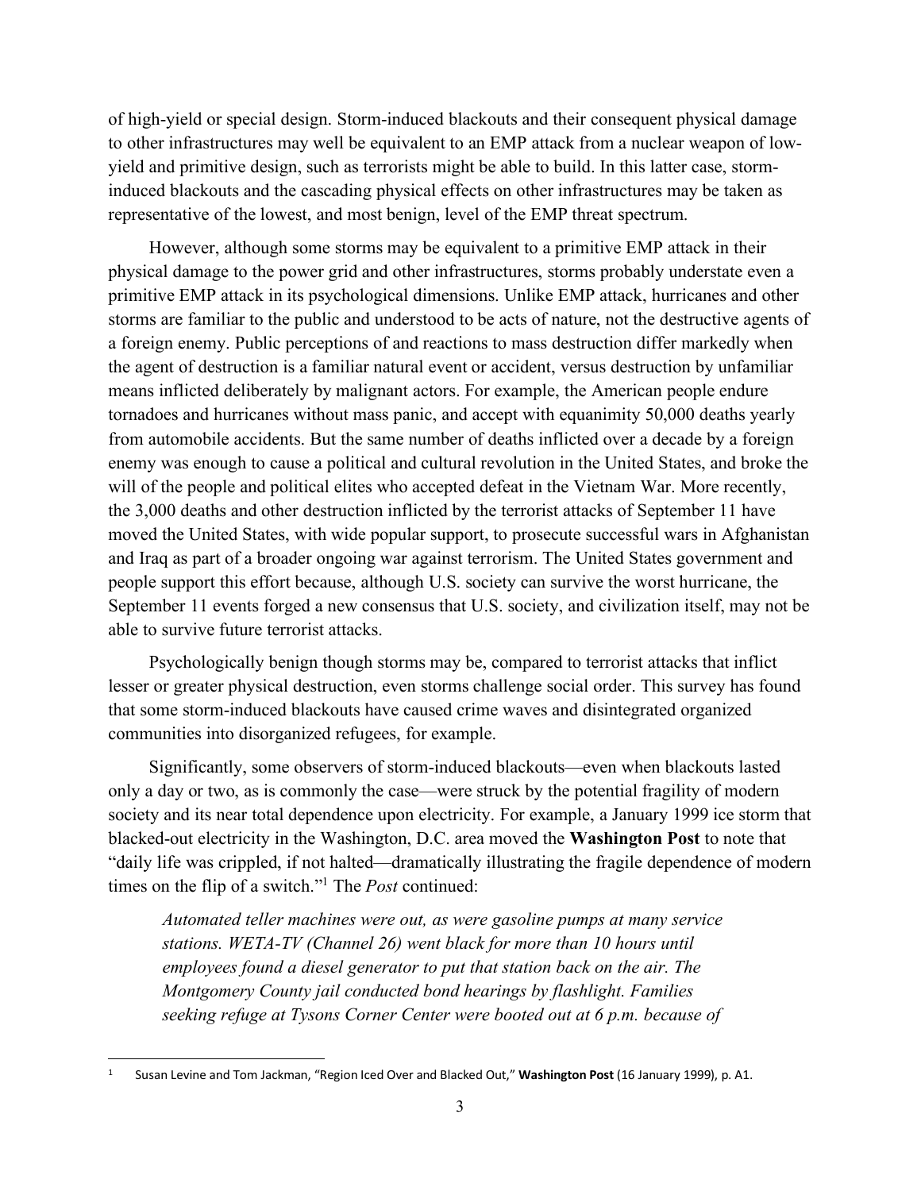of high-yield or special design. Storm-induced blackouts and their consequent physical damage to other infrastructures may well be equivalent to an EMP attack from a nuclear weapon of low-yield and primitive design, such as terrorists might be able to build. In this latter case, storm-induced blackouts and the cascading physical effects on other infrastructures may be taken as representative of the lowest, and most benign, level of the EMP threat spectrum.

However, although some storms may be equivalent to a primitive EMP attack in their physical damage to the power grid and other infrastructures, storms probably understate even a primitive EMP attack in its psychological dimensions. Unlike EMP attack, hurricanes and other storms are familiar to the public and understood to be acts of nature, not the destructive agents of a foreign enemy. Public perceptions of and reactions to mass destruction differ markedly when the agent of destruction is a familiar natural event or accident, versus destruction by unfamiliar means inflicted deliberately by malignant actors. For example, the American people endure tornadoes and hurricanes without mass panic, and accept with equanimity 50,000 deaths yearly from automobile accidents. But the same number of deaths inflicted over a decade by a foreign enemy was enough to cause a political and cultural revolution in the United States, and broke the will of the people and political elites who accepted defeat in the Vietnam War. More recently, the 3,000 deaths and other destruction inflicted by the terrorist attacks of September 11 have moved the United States, with wide popular support, to prosecute successful wars in Afghanistan and Iraq as part of a broader ongoing war against terrorism. The United States government and people support this effort because, although U.S. society can survive the worst hurricane, the September 11 events forged a new consensus that U.S. society, and civilization itself, may not be able to survive future terrorist attacks.

Psychologically benign though storms may be, compared to terrorist attacks that inflict lesser or greater physical destruction, even storms challenge social order. This survey has found that some storm-induced blackouts have caused crime waves and disintegrated organized communities into disorganized refugees, for example.

Significantly, some observers of storm-induced blackouts—even when blackouts lasted only a day or two, as is commonly the case—were struck by the potential fragility of modern society and its near total dependence upon electricity. For example, a January 1999 ice storm that blacked-out electricity in the Washington, D.C. area moved the **Washington Post** to note that "daily life was crippled, if not halted—dramatically illustrating the fragile dependence of modern times on the flip of a switch."[1] The *Post* continued:

> *Automated teller machines were out, as were gasoline pumps at many service stations. WETA-TV (Channel 26) went black for more than 10 hours until employees found a diesel generator to put that station back on the air. The Montgomery County jail conducted bond hearings by flashlight. Families seeking refuge at Tysons Corner Center were booted out at 6 p.m. because of*

[1] Susan Levine and Tom Jackman, "Region Iced Over and Blacked Out," **Washington Post** (16 January 1999), p. A1.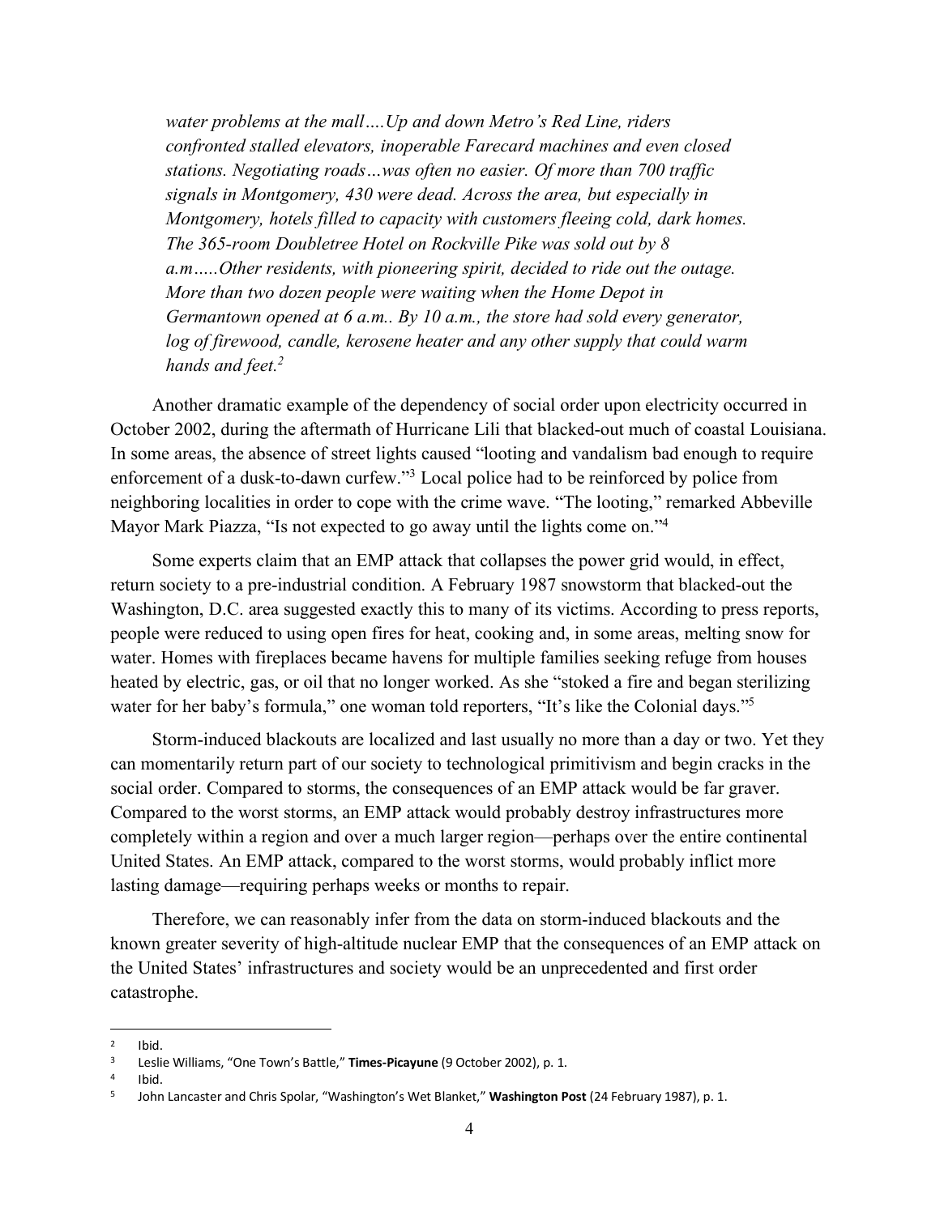> *water problems at the mall….Up and down Metro's Red Line, riders confronted stalled elevators, inoperable Farecard machines and even closed stations. Negotiating roads…was often no easier. Of more than 700 traffic signals in Montgomery, 430 were dead. Across the area, but especially in Montgomery, hotels filled to capacity with customers fleeing cold, dark homes. The 365-room Doubletree Hotel on Rockville Pike was sold out by 8 a.m…..Other residents, with pioneering spirit, decided to ride out the outage. More than two dozen people were waiting when the Home Depot in Germantown opened at 6 a.m.. By 10 a.m., the store had sold every generator, log of firewood, candle, kerosene heater and any other supply that could warm hands and feet.*[2]

Another dramatic example of the dependency of social order upon electricity occurred in October 2002, during the aftermath of Hurricane Lili that blacked-out much of coastal Louisiana. In some areas, the absence of street lights caused "looting and vandalism bad enough to require enforcement of a dusk-to-dawn curfew."[3] Local police had to be reinforced by police from neighboring localities in order to cope with the crime wave. "The looting," remarked Abbeville Mayor Mark Piazza, "Is not expected to go away until the lights come on."[4]

Some experts claim that an EMP attack that collapses the power grid would, in effect, return society to a pre-industrial condition. A February 1987 snowstorm that blacked-out the Washington, D.C. area suggested exactly this to many of its victims. According to press reports, people were reduced to using open fires for heat, cooking and, in some areas, melting snow for water. Homes with fireplaces became havens for multiple families seeking refuge from houses heated by electric, gas, or oil that no longer worked. As she "stoked a fire and began sterilizing water for her baby's formula," one woman told reporters, "It's like the Colonial days."[5]

Storm-induced blackouts are localized and last usually no more than a day or two. Yet they can momentarily return part of our society to technological primitivism and begin cracks in the social order. Compared to storms, the consequences of an EMP attack would be far graver. Compared to the worst storms, an EMP attack would probably destroy infrastructures more completely within a region and over a much larger region—perhaps over the entire continental United States. An EMP attack, compared to the worst storms, would probably inflict more lasting damage—requiring perhaps weeks or months to repair.

Therefore, we can reasonably infer from the data on storm-induced blackouts and the known greater severity of high-altitude nuclear EMP that the consequences of an EMP attack on the United States' infrastructures and society would be an unprecedented and first order catastrophe.

---

[2] Ibid.

[3] Leslie Williams, "One Town's Battle," **Times-Picayune** (9 October 2002), p. 1.

[4] Ibid.

[5] John Lancaster and Chris Spolar, "Washington's Wet Blanket," **Washington Post** (24 February 1987), p. 1.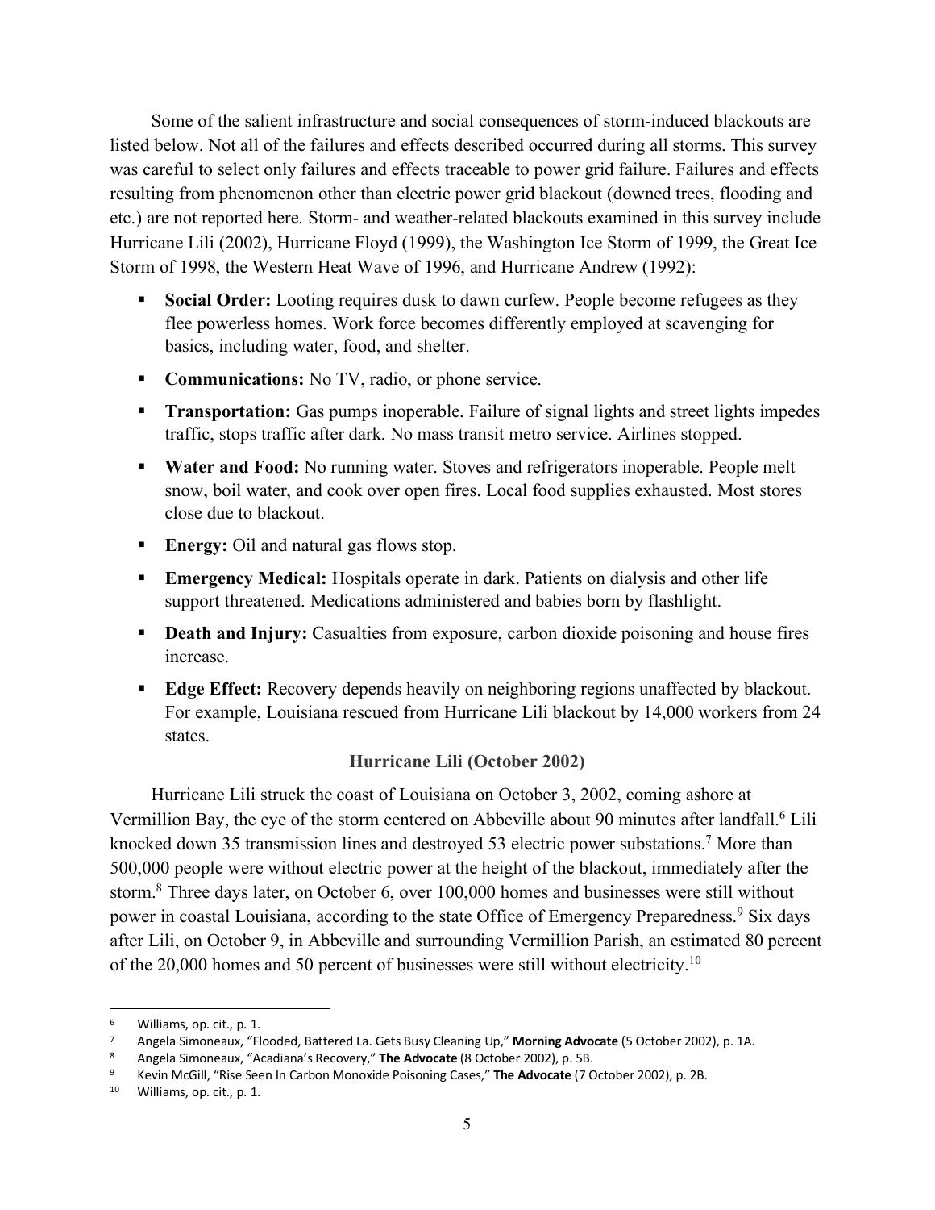Some of the salient infrastructure and social consequences of storm-induced blackouts are listed below. Not all of the failures and effects described occurred during all storms. This survey was careful to select only failures and effects traceable to power grid failure. Failures and effects resulting from phenomenon other than electric power grid blackout (downed trees, flooding and etc.) are not reported here. Storm- and weather-related blackouts examined in this survey include Hurricane Lili (2002), Hurricane Floyd (1999), the Washington Ice Storm of 1999, the Great Ice Storm of 1998, the Western Heat Wave of 1996, and Hurricane Andrew (1992):

- **Social Order:** Looting requires dusk to dawn curfew. People become refugees as they flee powerless homes. Work force becomes differently employed at scavenging for basics, including water, food, and shelter.
- **Communications:** No TV, radio, or phone service.
- **Transportation:** Gas pumps inoperable. Failure of signal lights and street lights impedes traffic, stops traffic after dark. No mass transit metro service. Airlines stopped.
- **Water and Food:** No running water. Stoves and refrigerators inoperable. People melt snow, boil water, and cook over open fires. Local food supplies exhausted. Most stores close due to blackout.
- **Energy:** Oil and natural gas flows stop.
- **Emergency Medical:** Hospitals operate in dark. Patients on dialysis and other life support threatened. Medications administered and babies born by flashlight.
- **Death and Injury:** Casualties from exposure, carbon dioxide poisoning and house fires increase.
- **Edge Effect:** Recovery depends heavily on neighboring regions unaffected by blackout. For example, Louisiana rescued from Hurricane Lili blackout by 14,000 workers from 24 states.

## Hurricane Lili (October 2002)

Hurricane Lili struck the coast of Louisiana on October 3, 2002, coming ashore at Vermillion Bay, the eye of the storm centered on Abbeville about 90 minutes after landfall.[6] Lili knocked down 35 transmission lines and destroyed 53 electric power substations.[7] More than 500,000 people were without electric power at the height of the blackout, immediately after the storm.[8] Three days later, on October 6, over 100,000 homes and businesses were still without power in coastal Louisiana, according to the state Office of Emergency Preparedness.[9] Six days after Lili, on October 9, in Abbeville and surrounding Vermillion Parish, an estimated 80 percent of the 20,000 homes and 50 percent of businesses were still without electricity.[10]

---

[6] Williams, op. cit., p. 1.

[7] Angela Simoneaux, "Flooded, Battered La. Gets Busy Cleaning Up," **Morning Advocate** (5 October 2002), p. 1A.

[8] Angela Simoneaux, "Acadiana's Recovery," **The Advocate** (8 October 2002), p. 5B.

[9] Kevin McGill, "Rise Seen In Carbon Monoxide Poisoning Cases," **The Advocate** (7 October 2002), p. 2B.

[10] Williams, op. cit., p. 1.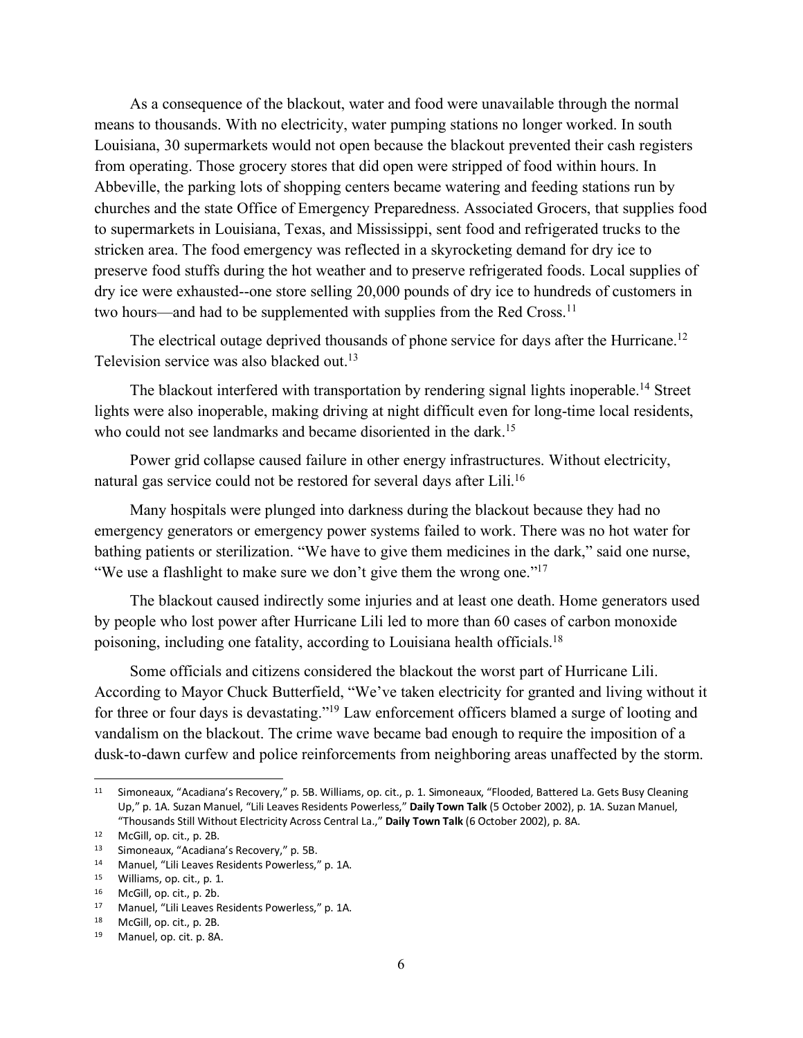As a consequence of the blackout, water and food were unavailable through the normal means to thousands. With no electricity, water pumping stations no longer worked. In south Louisiana, 30 supermarkets would not open because the blackout prevented their cash registers from operating. Those grocery stores that did open were stripped of food within hours. In Abbeville, the parking lots of shopping centers became watering and feeding stations run by churches and the state Office of Emergency Preparedness. Associated Grocers, that supplies food to supermarkets in Louisiana, Texas, and Mississippi, sent food and refrigerated trucks to the stricken area. The food emergency was reflected in a skyrocketing demand for dry ice to preserve food stuffs during the hot weather and to preserve refrigerated foods. Local supplies of dry ice were exhausted--one store selling 20,000 pounds of dry ice to hundreds of customers in two hours—and had to be supplemented with supplies from the Red Cross.[11]

The electrical outage deprived thousands of phone service for days after the Hurricane.[12] Television service was also blacked out.[13]

The blackout interfered with transportation by rendering signal lights inoperable.[14] Street lights were also inoperable, making driving at night difficult even for long-time local residents, who could not see landmarks and became disoriented in the dark.[15]

Power grid collapse caused failure in other energy infrastructures. Without electricity, natural gas service could not be restored for several days after Lili.[16]

Many hospitals were plunged into darkness during the blackout because they had no emergency generators or emergency power systems failed to work. There was no hot water for bathing patients or sterilization. "We have to give them medicines in the dark," said one nurse, "We use a flashlight to make sure we don't give them the wrong one."[17]

The blackout caused indirectly some injuries and at least one death. Home generators used by people who lost power after Hurricane Lili led to more than 60 cases of carbon monoxide poisoning, including one fatality, according to Louisiana health officials.[18]

Some officials and citizens considered the blackout the worst part of Hurricane Lili. According to Mayor Chuck Butterfield, "We've taken electricity for granted and living without it for three or four days is devastating."[19] Law enforcement officers blamed a surge of looting and vandalism on the blackout. The crime wave became bad enough to require the imposition of a dusk-to-dawn curfew and police reinforcements from neighboring areas unaffected by the storm.

---

[11] Simoneaux, "Acadiana's Recovery," p. 5B. Williams, op. cit., p. 1. Simoneaux, "Flooded, Battered La. Gets Busy Cleaning Up," p. 1A. Suzan Manuel, "Lili Leaves Residents Powerless," **Daily Town Talk** (5 October 2002), p. 1A. Suzan Manuel, "Thousands Still Without Electricity Across Central La.," **Daily Town Talk** (6 October 2002), p. 8A.

[12] McGill, op. cit., p. 2B.

[13] Simoneaux, "Acadiana's Recovery," p. 5B.

[14] Manuel, "Lili Leaves Residents Powerless," p. 1A.

[15] Williams, op. cit., p. 1.

[16] McGill, op. cit., p. 2b.

[17] Manuel, "Lili Leaves Residents Powerless," p. 1A.

[18] McGill, op. cit., p. 2B.

[19] Manuel, op. cit. p. 8A.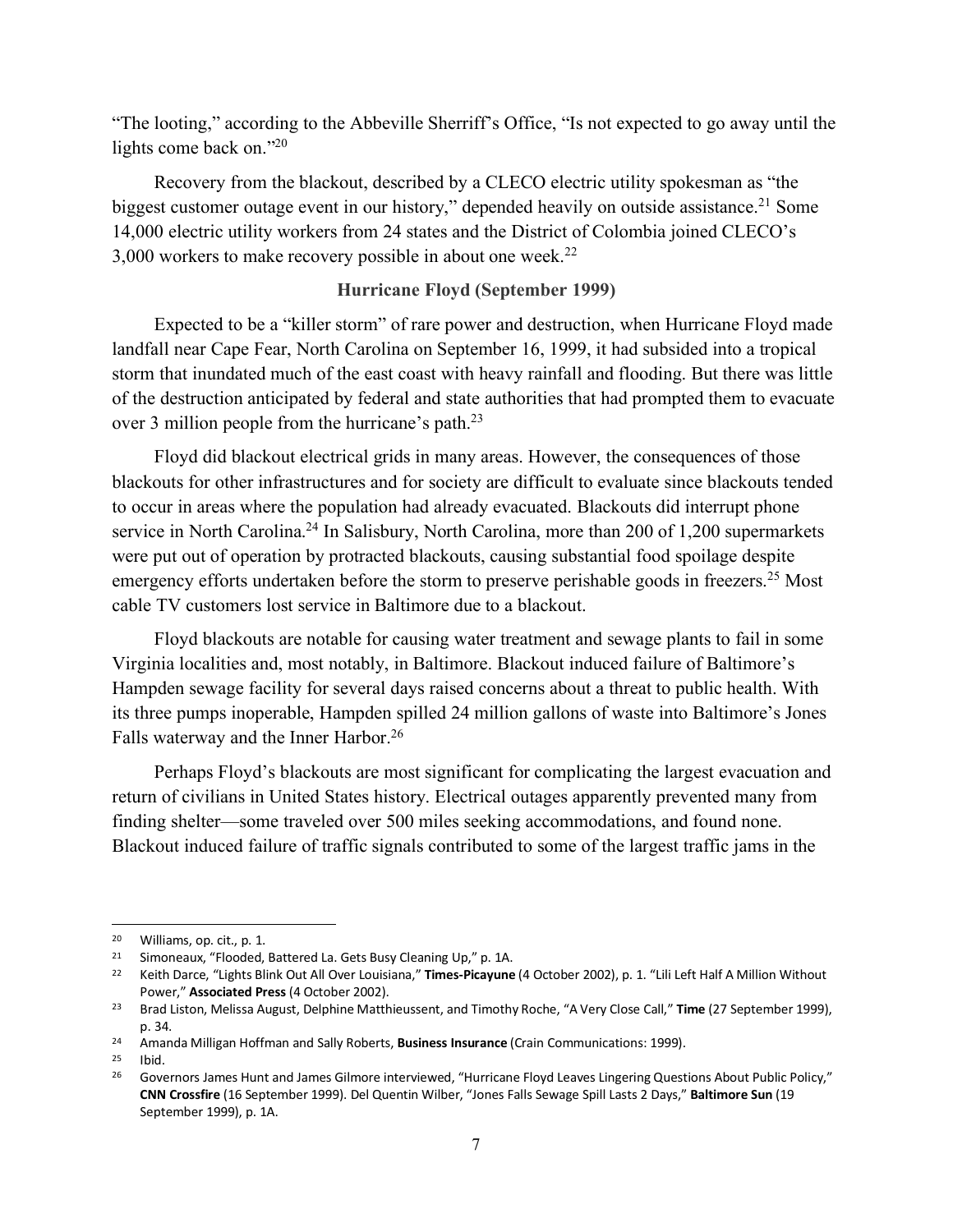"The looting," according to the Abbeville Sherriff's Office, "Is not expected to go away until the lights come back on."[20]

Recovery from the blackout, described by a CLECO electric utility spokesman as "the biggest customer outage event in our history," depended heavily on outside assistance.[21] Some 14,000 electric utility workers from 24 states and the District of Colombia joined CLECO's 3,000 workers to make recovery possible in about one week.[22]

### Hurricane Floyd (September 1999)

Expected to be a "killer storm" of rare power and destruction, when Hurricane Floyd made landfall near Cape Fear, North Carolina on September 16, 1999, it had subsided into a tropical storm that inundated much of the east coast with heavy rainfall and flooding. But there was little of the destruction anticipated by federal and state authorities that had prompted them to evacuate over 3 million people from the hurricane's path.[23]

Floyd did blackout electrical grids in many areas. However, the consequences of those blackouts for other infrastructures and for society are difficult to evaluate since blackouts tended to occur in areas where the population had already evacuated. Blackouts did interrupt phone service in North Carolina.[24] In Salisbury, North Carolina, more than 200 of 1,200 supermarkets were put out of operation by protracted blackouts, causing substantial food spoilage despite emergency efforts undertaken before the storm to preserve perishable goods in freezers.[25] Most cable TV customers lost service in Baltimore due to a blackout.

Floyd blackouts are notable for causing water treatment and sewage plants to fail in some Virginia localities and, most notably, in Baltimore. Blackout induced failure of Baltimore's Hampden sewage facility for several days raised concerns about a threat to public health. With its three pumps inoperable, Hampden spilled 24 million gallons of waste into Baltimore's Jones Falls waterway and the Inner Harbor.[26]

Perhaps Floyd's blackouts are most significant for complicating the largest evacuation and return of civilians in United States history. Electrical outages apparently prevented many from finding shelter—some traveled over 500 miles seeking accommodations, and found none. Blackout induced failure of traffic signals contributed to some of the largest traffic jams in the

---

[20] Williams, op. cit., p. 1.

[21] Simoneaux, "Flooded, Battered La. Gets Busy Cleaning Up," p. 1A.

[22] Keith Darce, "Lights Blink Out All Over Louisiana," **Times-Picayune** (4 October 2002), p. 1. "Lili Left Half A Million Without Power," **Associated Press** (4 October 2002).

[23] Brad Liston, Melissa August, Delphine Matthieussent, and Timothy Roche, "A Very Close Call," **Time** (27 September 1999), p. 34.

[24] Amanda Milligan Hoffman and Sally Roberts, **Business Insurance** (Crain Communications: 1999).

[25] Ibid.

[26] Governors James Hunt and James Gilmore interviewed, "Hurricane Floyd Leaves Lingering Questions About Public Policy," **CNN Crossfire** (16 September 1999). Del Quentin Wilber, "Jones Falls Sewage Spill Lasts 2 Days," **Baltimore Sun** (19 September 1999), p. 1A.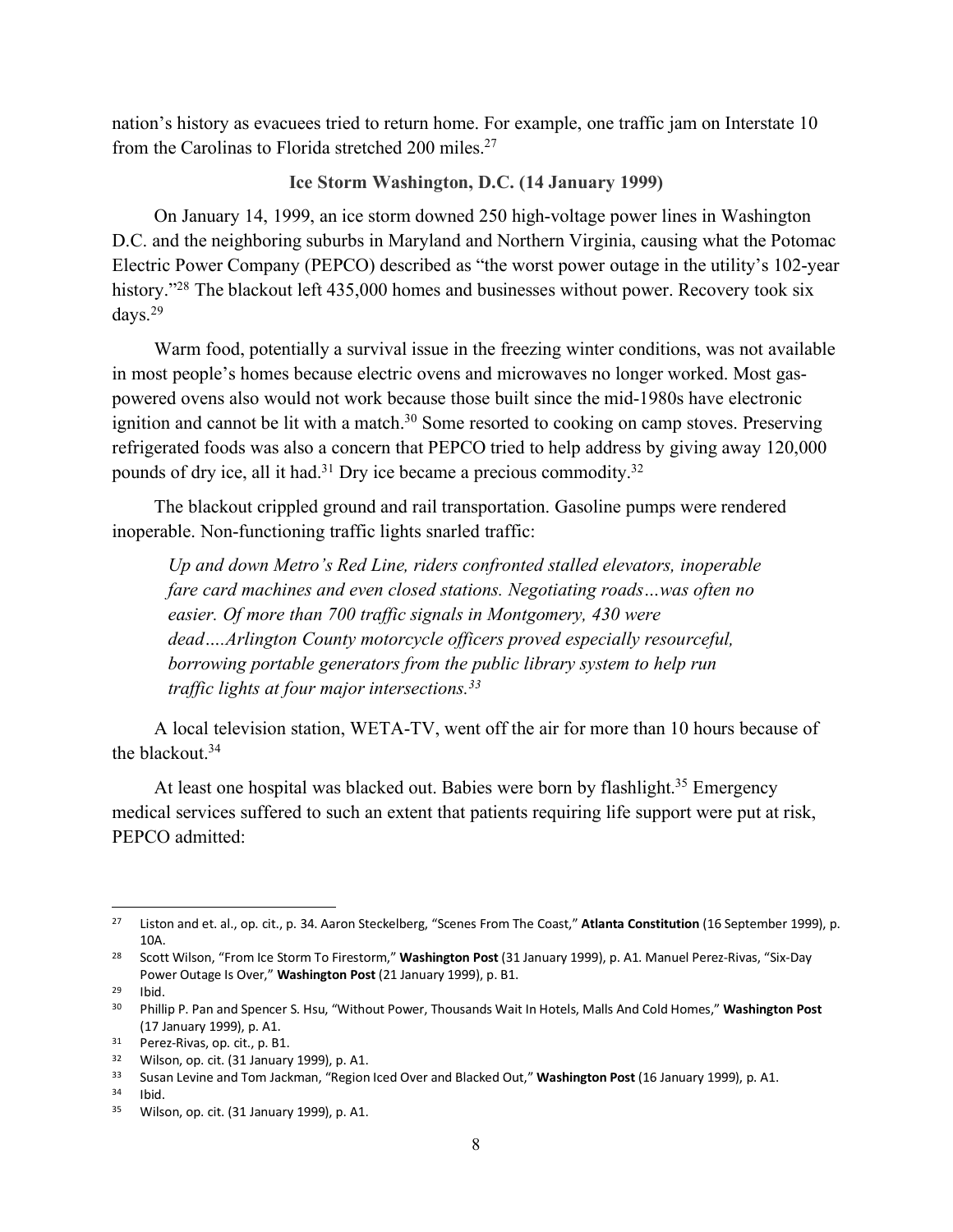nation's history as evacuees tried to return home. For example, one traffic jam on Interstate 10 from the Carolinas to Florida stretched 200 miles.[27]

### Ice Storm Washington, D.C. (14 January 1999)

On January 14, 1999, an ice storm downed 250 high-voltage power lines in Washington D.C. and the neighboring suburbs in Maryland and Northern Virginia, causing what the Potomac Electric Power Company (PEPCO) described as "the worst power outage in the utility's 102-year history."[28] The blackout left 435,000 homes and businesses without power. Recovery took six days.[29]

Warm food, potentially a survival issue in the freezing winter conditions, was not available in most people's homes because electric ovens and microwaves no longer worked. Most gas-powered ovens also would not work because those built since the mid-1980s have electronic ignition and cannot be lit with a match.[30] Some resorted to cooking on camp stoves. Preserving refrigerated foods was also a concern that PEPCO tried to help address by giving away 120,000 pounds of dry ice, all it had.[31] Dry ice became a precious commodity.[32]

The blackout crippled ground and rail transportation. Gasoline pumps were rendered inoperable. Non-functioning traffic lights snarled traffic:

> *Up and down Metro's Red Line, riders confronted stalled elevators, inoperable fare card machines and even closed stations. Negotiating roads…was often no easier. Of more than 700 traffic signals in Montgomery, 430 were dead….Arlington County motorcycle officers proved especially resourceful, borrowing portable generators from the public library system to help run traffic lights at four major intersections.*[33]

A local television station, WETA-TV, went off the air for more than 10 hours because of the blackout.[34]

At least one hospital was blacked out. Babies were born by flashlight.[35] Emergency medical services suffered to such an extent that patients requiring life support were put at risk, PEPCO admitted:

---

[27] Liston and et. al., op. cit., p. 34. Aaron Steckelberg, "Scenes From The Coast," **Atlanta Constitution** (16 September 1999), p. 10A.

[28] Scott Wilson, "From Ice Storm To Firestorm," **Washington Post** (31 January 1999), p. A1. Manuel Perez-Rivas, "Six-Day Power Outage Is Over," **Washington Post** (21 January 1999), p. B1.

[29] Ibid.

[30] Phillip P. Pan and Spencer S. Hsu, "Without Power, Thousands Wait In Hotels, Malls And Cold Homes," **Washington Post** (17 January 1999), p. A1.

[31] Perez-Rivas, op. cit., p. B1.

[32] Wilson, op. cit. (31 January 1999), p. A1.

[33] Susan Levine and Tom Jackman, "Region Iced Over and Blacked Out," **Washington Post** (16 January 1999), p. A1.

[34] Ibid.

[35] Wilson, op. cit. (31 January 1999), p. A1.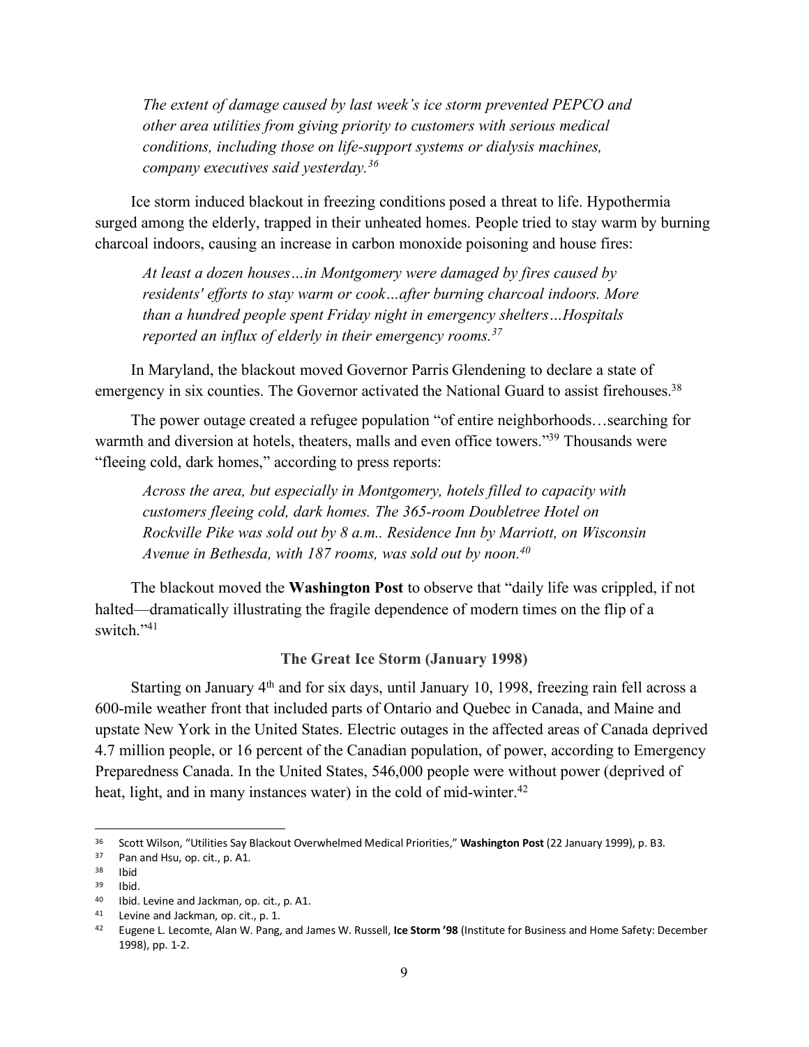*The extent of damage caused by last week's ice storm prevented PEPCO and other area utilities from giving priority to customers with serious medical conditions, including those on life-support systems or dialysis machines, company executives said yesterday.*[36]

Ice storm induced blackout in freezing conditions posed a threat to life. Hypothermia surged among the elderly, trapped in their unheated homes. People tried to stay warm by burning charcoal indoors, causing an increase in carbon monoxide poisoning and house fires:

*At least a dozen houses…in Montgomery were damaged by fires caused by residents' efforts to stay warm or cook…after burning charcoal indoors. More than a hundred people spent Friday night in emergency shelters…Hospitals reported an influx of elderly in their emergency rooms.*[37]

In Maryland, the blackout moved Governor Parris Glendening to declare a state of emergency in six counties. The Governor activated the National Guard to assist firehouses.[38]

The power outage created a refugee population "of entire neighborhoods…searching for warmth and diversion at hotels, theaters, malls and even office towers."[39] Thousands were "fleeing cold, dark homes," according to press reports:

*Across the area, but especially in Montgomery, hotels filled to capacity with customers fleeing cold, dark homes. The 365-room Doubletree Hotel on Rockville Pike was sold out by 8 a.m.. Residence Inn by Marriott, on Wisconsin Avenue in Bethesda, with 187 rooms, was sold out by noon.*[40]

The blackout moved the **Washington Post** to observe that "daily life was crippled, if not halted—dramatically illustrating the fragile dependence of modern times on the flip of a switch."[41]

### The Great Ice Storm (January 1998)

Starting on January 4th and for six days, until January 10, 1998, freezing rain fell across a 600-mile weather front that included parts of Ontario and Quebec in Canada, and Maine and upstate New York in the United States. Electric outages in the affected areas of Canada deprived 4.7 million people, or 16 percent of the Canadian population, of power, according to Emergency Preparedness Canada. In the United States, 546,000 people were without power (deprived of heat, light, and in many instances water) in the cold of mid-winter.[42]

---

[36] Scott Wilson, "Utilities Say Blackout Overwhelmed Medical Priorities," **Washington Post** (22 January 1999), p. B3.

[37] Pan and Hsu, op. cit., p. A1.

[38] Ibid

[39] Ibid.

[40] Ibid. Levine and Jackman, op. cit., p. A1.

[41] Levine and Jackman, op. cit., p. 1.

[42] Eugene L. Lecomte, Alan W. Pang, and James W. Russell, **Ice Storm '98** (Institute for Business and Home Safety: December 1998), pp. 1-2.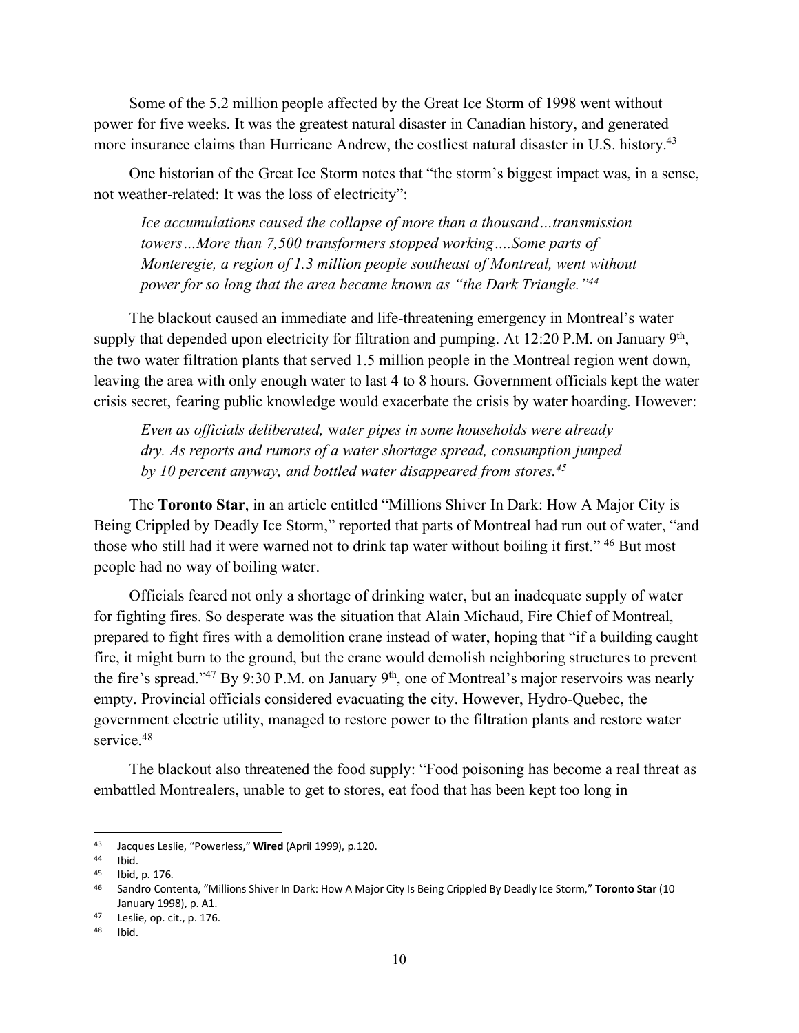Some of the 5.2 million people affected by the Great Ice Storm of 1998 went without power for five weeks. It was the greatest natural disaster in Canadian history, and generated more insurance claims than Hurricane Andrew, the costliest natural disaster in U.S. history.[43]

One historian of the Great Ice Storm notes that "the storm's biggest impact was, in a sense, not weather-related: It was the loss of electricity":

> *Ice accumulations caused the collapse of more than a thousand…transmission towers…More than 7,500 transformers stopped working….Some parts of Monteregie, a region of 1.3 million people southeast of Montreal, went without power for so long that the area became known as "the Dark Triangle."*[44]

The blackout caused an immediate and life-threatening emergency in Montreal's water supply that depended upon electricity for filtration and pumping. At 12:20 P.M. on January 9th, the two water filtration plants that served 1.5 million people in the Montreal region went down, leaving the area with only enough water to last 4 to 8 hours. Government officials kept the water crisis secret, fearing public knowledge would exacerbate the crisis by water hoarding. However:

> *Even as officials deliberated,* water *pipes in some households were already dry. As reports and rumors of a water shortage spread, consumption jumped by 10 percent anyway, and bottled water disappeared from stores.*[45]

The **Toronto Star**, in an article entitled "Millions Shiver In Dark: How A Major City is Being Crippled by Deadly Ice Storm," reported that parts of Montreal had run out of water, "and those who still had it were warned not to drink tap water without boiling it first." [46] But most people had no way of boiling water.

Officials feared not only a shortage of drinking water, but an inadequate supply of water for fighting fires. So desperate was the situation that Alain Michaud, Fire Chief of Montreal, prepared to fight fires with a demolition crane instead of water, hoping that "if a building caught fire, it might burn to the ground, but the crane would demolish neighboring structures to prevent the fire's spread."[47] By 9:30 P.M. on January 9th, one of Montreal's major reservoirs was nearly empty. Provincial officials considered evacuating the city. However, Hydro-Quebec, the government electric utility, managed to restore power to the filtration plants and restore water service.[48]

The blackout also threatened the food supply: "Food poisoning has become a real threat as embattled Montrealers, unable to get to stores, eat food that has been kept too long in

---

[43] Jacques Leslie, "Powerless," **Wired** (April 1999), p.120.

[44] Ibid.

[45] Ibid, p. 176.

[46] Sandro Contenta, "Millions Shiver In Dark: How A Major City Is Being Crippled By Deadly Ice Storm," **Toronto Star** (10 January 1998), p. A1.

[47] Leslie, op. cit., p. 176.

[48] Ibid.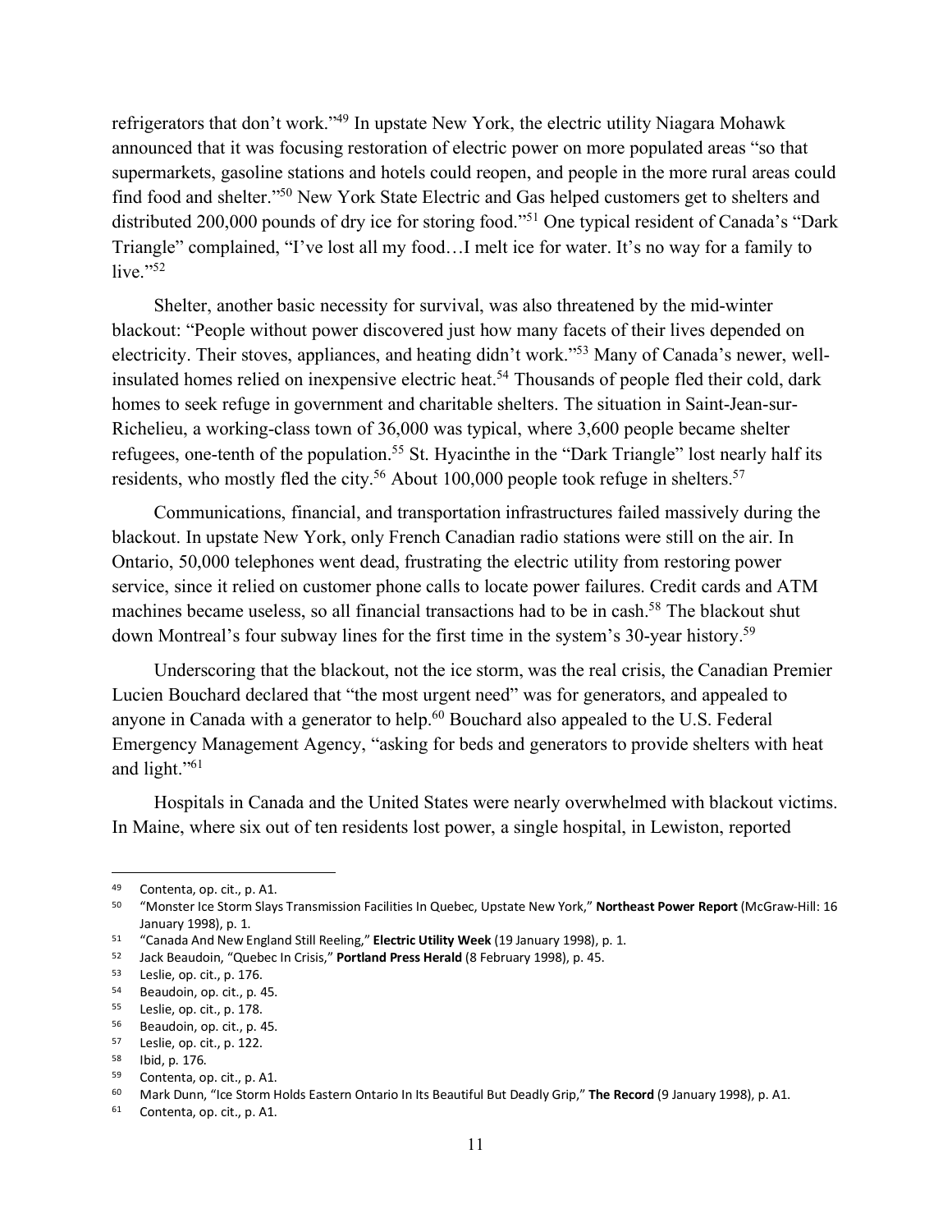refrigerators that don't work."[49] In upstate New York, the electric utility Niagara Mohawk announced that it was focusing restoration of electric power on more populated areas "so that supermarkets, gasoline stations and hotels could reopen, and people in the more rural areas could find food and shelter."[50] New York State Electric and Gas helped customers get to shelters and distributed 200,000 pounds of dry ice for storing food."[51] One typical resident of Canada's "Dark Triangle" complained, "I've lost all my food…I melt ice for water. It's no way for a family to live."[52]

Shelter, another basic necessity for survival, was also threatened by the mid-winter blackout: "People without power discovered just how many facets of their lives depended on electricity. Their stoves, appliances, and heating didn't work."[53] Many of Canada's newer, well-insulated homes relied on inexpensive electric heat.[54] Thousands of people fled their cold, dark homes to seek refuge in government and charitable shelters. The situation in Saint-Jean-sur-Richelieu, a working-class town of 36,000 was typical, where 3,600 people became shelter refugees, one-tenth of the population.[55] St. Hyacinthe in the "Dark Triangle" lost nearly half its residents, who mostly fled the city.[56] About 100,000 people took refuge in shelters.[57]

Communications, financial, and transportation infrastructures failed massively during the blackout. In upstate New York, only French Canadian radio stations were still on the air. In Ontario, 50,000 telephones went dead, frustrating the electric utility from restoring power service, since it relied on customer phone calls to locate power failures. Credit cards and ATM machines became useless, so all financial transactions had to be in cash.[58] The blackout shut down Montreal's four subway lines for the first time in the system's 30-year history.[59]

Underscoring that the blackout, not the ice storm, was the real crisis, the Canadian Premier Lucien Bouchard declared that "the most urgent need" was for generators, and appealed to anyone in Canada with a generator to help.[60] Bouchard also appealed to the U.S. Federal Emergency Management Agency, "asking for beds and generators to provide shelters with heat and light."[61]

Hospitals in Canada and the United States were nearly overwhelmed with blackout victims. In Maine, where six out of ten residents lost power, a single hospital, in Lewiston, reported

---

[49] Contenta, op. cit., p. A1.

[50] "Monster Ice Storm Slays Transmission Facilities In Quebec, Upstate New York," **Northeast Power Report** (McGraw-Hill: 16 January 1998), p. 1.

[51] "Canada And New England Still Reeling," **Electric Utility Week** (19 January 1998), p. 1.

[52] Jack Beaudoin, "Quebec In Crisis," **Portland Press Herald** (8 February 1998), p. 45.

[53] Leslie, op. cit., p. 176.

[54] Beaudoin, op. cit., p. 45.

[55] Leslie, op. cit., p. 178.

[56] Beaudoin, op. cit., p. 45.

[57] Leslie, op. cit., p. 122.

[58] Ibid, p. 176.

[59] Contenta, op. cit., p. A1.

[60] Mark Dunn, "Ice Storm Holds Eastern Ontario In Its Beautiful But Deadly Grip," **The Record** (9 January 1998), p. A1.

[61] Contenta, op. cit., p. A1.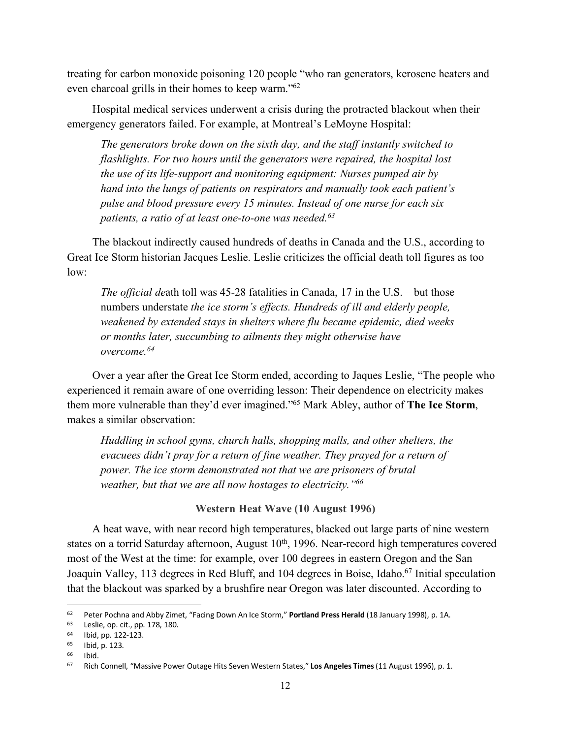treating for carbon monoxide poisoning 120 people "who ran generators, kerosene heaters and even charcoal grills in their homes to keep warm."[62]

Hospital medical services underwent a crisis during the protracted blackout when their emergency generators failed. For example, at Montreal's LeMoyne Hospital:

> *The generators broke down on the sixth day, and the staff instantly switched to flashlights. For two hours until the generators were repaired, the hospital lost the use of its life-support and monitoring equipment: Nurses pumped air by hand into the lungs of patients on respirators and manually took each patient's pulse and blood pressure every 15 minutes. Instead of one nurse for each six patients, a ratio of at least one-to-one was needed.*[63]

The blackout indirectly caused hundreds of deaths in Canada and the U.S., according to Great Ice Storm historian Jacques Leslie. Leslie criticizes the official death toll figures as too low:

> *The official de*ath toll was 45-28 fatalities in Canada, 17 in the U.S.—but those numbers understate *the ice storm's effects. Hundreds of ill and elderly people, weakened by extended stays in shelters where flu became epidemic, died weeks or months later, succumbing to ailments they might otherwise have overcome.*[64]

Over a year after the Great Ice Storm ended, according to Jaques Leslie, "The people who experienced it remain aware of one overriding lesson: Their dependence on electricity makes them more vulnerable than they'd ever imagined."[65] Mark Abley, author of **The Ice Storm**, makes a similar observation:

> *Huddling in school gyms, church halls, shopping malls, and other shelters, the evacuees didn't pray for a return of fine weather. They prayed for a return of power. The ice storm demonstrated not that we are prisoners of brutal weather, but that we are all now hostages to electricity."*[66]

### Western Heat Wave (10 August 1996)

A heat wave, with near record high temperatures, blacked out large parts of nine western states on a torrid Saturday afternoon, August 10th, 1996. Near-record high temperatures covered most of the West at the time: for example, over 100 degrees in eastern Oregon and the San Joaquin Valley, 113 degrees in Red Bluff, and 104 degrees in Boise, Idaho.[67] Initial speculation that the blackout was sparked by a brushfire near Oregon was later discounted. According to

---

[62] Peter Pochna and Abby Zimet, "Facing Down An Ice Storm," **Portland Press Herald** (18 January 1998), p. 1A.

[63] Leslie, op. cit., pp. 178, 180.

[64] Ibid, pp. 122-123.

[65] Ibid, p. 123.

[66] Ibid.

[67] Rich Connell, "Massive Power Outage Hits Seven Western States," **Los Angeles Times** (11 August 1996), p. 1.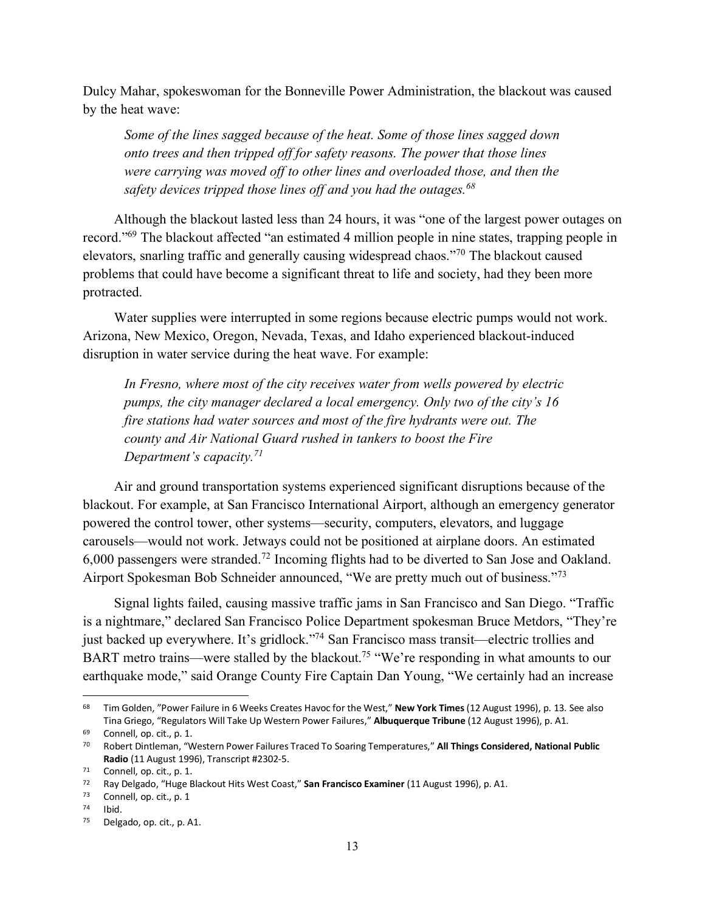Dulcy Mahar, spokeswoman for the Bonneville Power Administration, the blackout was caused by the heat wave:

> *Some of the lines sagged because of the heat. Some of those lines sagged down onto trees and then tripped off for safety reasons. The power that those lines were carrying was moved off to other lines and overloaded those, and then the safety devices tripped those lines off and you had the outages.*[68]

Although the blackout lasted less than 24 hours, it was "one of the largest power outages on record."[69] The blackout affected "an estimated 4 million people in nine states, trapping people in elevators, snarling traffic and generally causing widespread chaos."[70] The blackout caused problems that could have become a significant threat to life and society, had they been more protracted.

Water supplies were interrupted in some regions because electric pumps would not work. Arizona, New Mexico, Oregon, Nevada, Texas, and Idaho experienced blackout-induced disruption in water service during the heat wave. For example:

> *In Fresno, where most of the city receives water from wells powered by electric pumps, the city manager declared a local emergency. Only two of the city's 16 fire stations had water sources and most of the fire hydrants were out. The county and Air National Guard rushed in tankers to boost the Fire Department's capacity.*[71]

Air and ground transportation systems experienced significant disruptions because of the blackout. For example, at San Francisco International Airport, although an emergency generator powered the control tower, other systems—security, computers, elevators, and luggage carousels—would not work. Jetways could not be positioned at airplane doors. An estimated 6,000 passengers were stranded.[72] Incoming flights had to be diverted to San Jose and Oakland. Airport Spokesman Bob Schneider announced, "We are pretty much out of business."[73]

Signal lights failed, causing massive traffic jams in San Francisco and San Diego. "Traffic is a nightmare," declared San Francisco Police Department spokesman Bruce Metdors, "They're just backed up everywhere. It's gridlock."[74] San Francisco mass transit—electric trollies and BART metro trains—were stalled by the blackout.[75] "We're responding in what amounts to our earthquake mode," said Orange County Fire Captain Dan Young, "We certainly had an increase

---

[68] Tim Golden, "Power Failure in 6 Weeks Creates Havoc for the West," **New York Times** (12 August 1996), p. 13. See also Tina Griego, "Regulators Will Take Up Western Power Failures," **Albuquerque Tribune** (12 August 1996), p. A1.

[69] Connell, op. cit., p. 1.

[70] Robert Dintleman, "Western Power Failures Traced To Soaring Temperatures," **All Things Considered, National Public Radio** (11 August 1996), Transcript #2302-5.

[71] Connell, op. cit., p. 1.

[72] Ray Delgado, "Huge Blackout Hits West Coast," **San Francisco Examiner** (11 August 1996), p. A1.

[73] Connell, op. cit., p. 1

[74] Ibid.

[75] Delgado, op. cit., p. A1.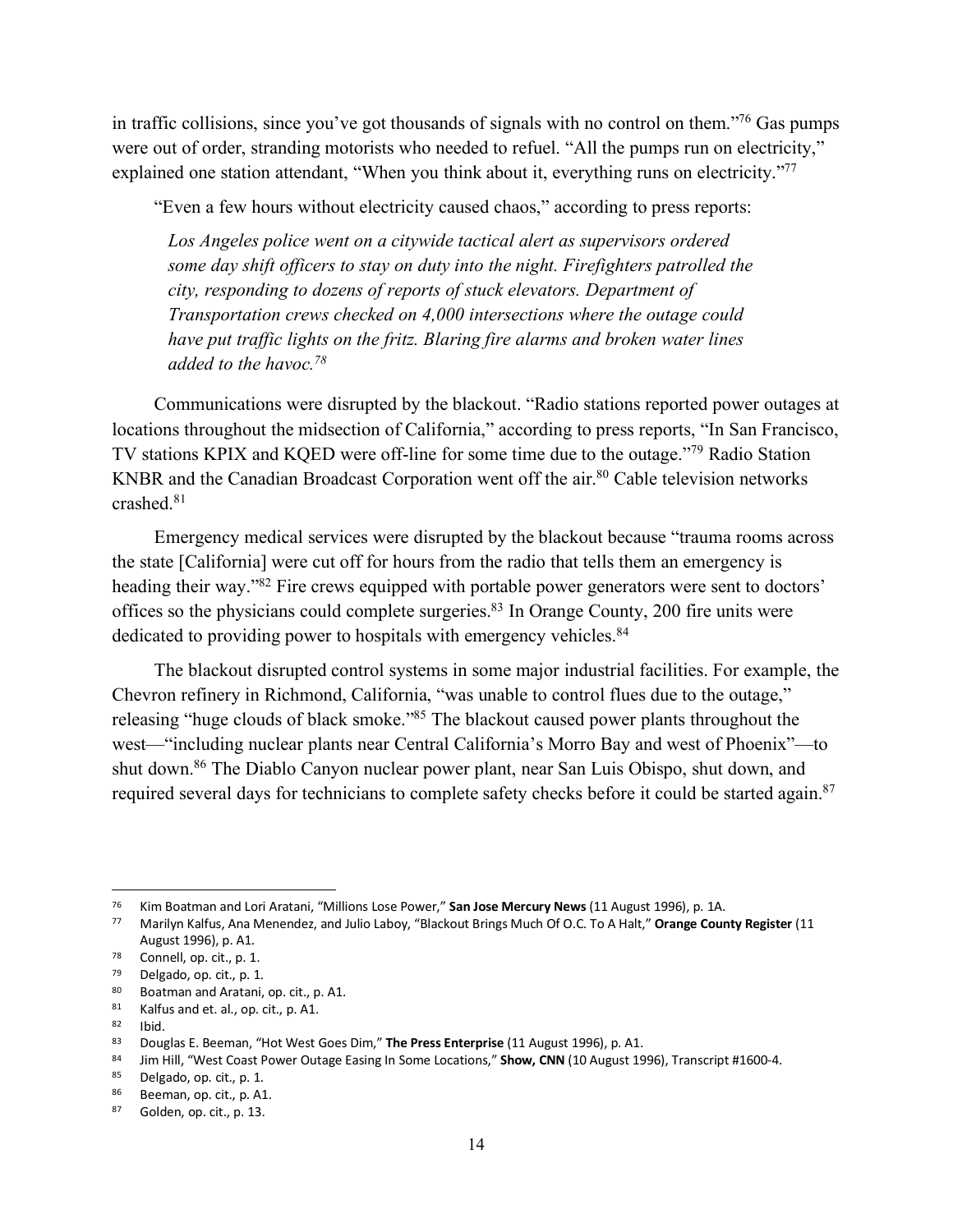in traffic collisions, since you've got thousands of signals with no control on them."[76] Gas pumps were out of order, stranding motorists who needed to refuel. "All the pumps run on electricity," explained one station attendant, "When you think about it, everything runs on electricity."[77]

"Even a few hours without electricity caused chaos," according to press reports:

> *Los Angeles police went on a citywide tactical alert as supervisors ordered some day shift officers to stay on duty into the night. Firefighters patrolled the city, responding to dozens of reports of stuck elevators. Department of Transportation crews checked on 4,000 intersections where the outage could have put traffic lights on the fritz. Blaring fire alarms and broken water lines added to the havoc.*[78]

Communications were disrupted by the blackout. "Radio stations reported power outages at locations throughout the midsection of California," according to press reports, "In San Francisco, TV stations KPIX and KQED were off-line for some time due to the outage."[79] Radio Station KNBR and the Canadian Broadcast Corporation went off the air.[80] Cable television networks crashed.[81]

Emergency medical services were disrupted by the blackout because "trauma rooms across the state [California] were cut off for hours from the radio that tells them an emergency is heading their way."[82] Fire crews equipped with portable power generators were sent to doctors' offices so the physicians could complete surgeries.[83] In Orange County, 200 fire units were dedicated to providing power to hospitals with emergency vehicles.[84]

The blackout disrupted control systems in some major industrial facilities. For example, the Chevron refinery in Richmond, California, "was unable to control flues due to the outage," releasing "huge clouds of black smoke."[85] The blackout caused power plants throughout the west—"including nuclear plants near Central California's Morro Bay and west of Phoenix"—to shut down.[86] The Diablo Canyon nuclear power plant, near San Luis Obispo, shut down, and required several days for technicians to complete safety checks before it could be started again.[87]

---

[76] Kim Boatman and Lori Aratani, "Millions Lose Power," **San Jose Mercury News** (11 August 1996), p. 1A.

[77] Marilyn Kalfus, Ana Menendez, and Julio Laboy, "Blackout Brings Much Of O.C. To A Halt," **Orange County Register** (11 August 1996), p. A1.

[78] Connell, op. cit., p. 1.

[79] Delgado, op. cit., p. 1.

[80] Boatman and Aratani, op. cit., p. A1.

[81] Kalfus and et. al., op. cit., p. A1.

[82] Ibid.

[83] Douglas E. Beeman, "Hot West Goes Dim," **The Press Enterprise** (11 August 1996), p. A1.

[84] Jim Hill, "West Coast Power Outage Easing In Some Locations," **Show, CNN** (10 August 1996), Transcript #1600-4.

[85] Delgado, op. cit., p. 1.

[86] Beeman, op. cit., p. A1.

[87] Golden, op. cit., p. 13.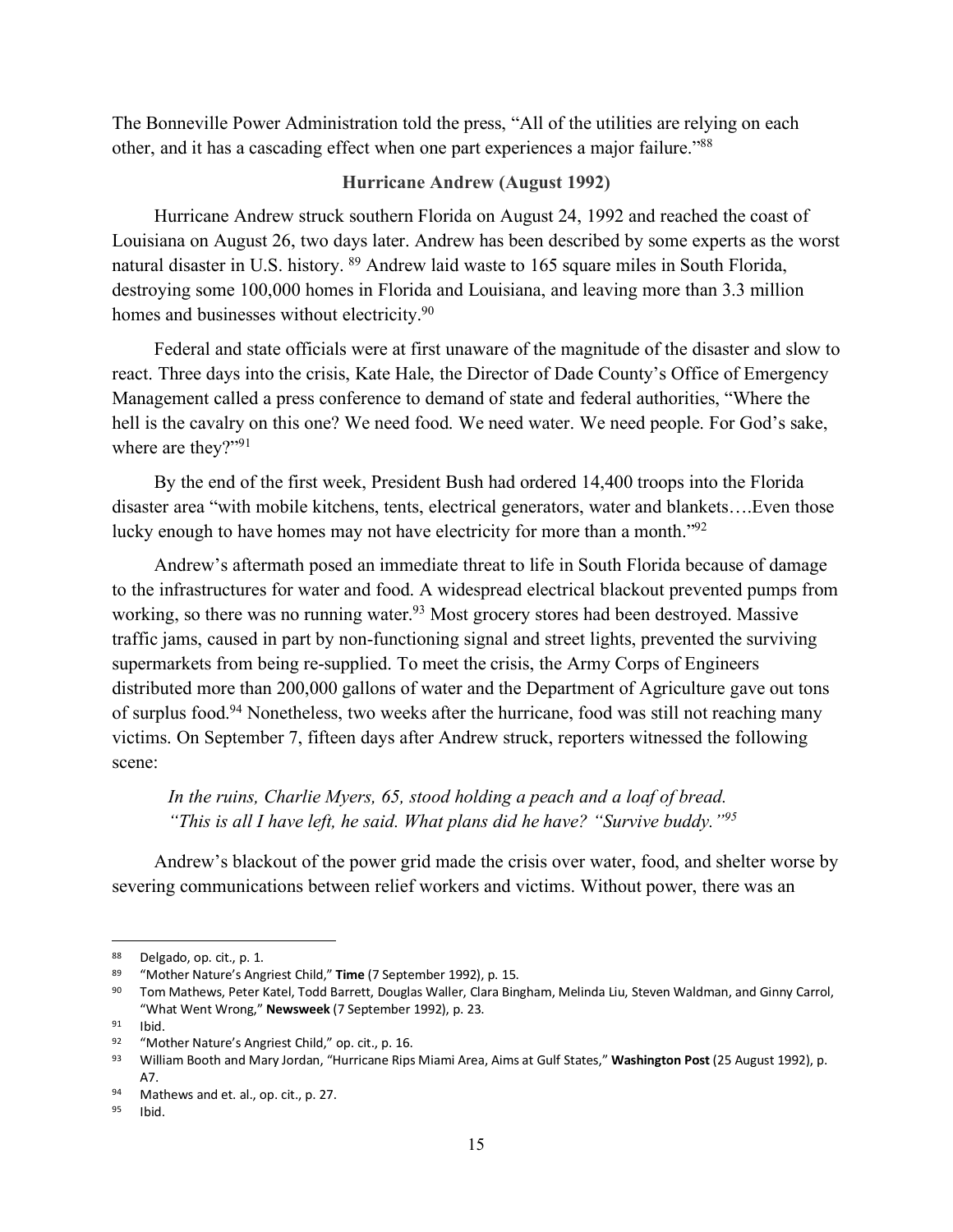The Bonneville Power Administration told the press, "All of the utilities are relying on each other, and it has a cascading effect when one part experiences a major failure."[88]

## Hurricane Andrew (August 1992)

Hurricane Andrew struck southern Florida on August 24, 1992 and reached the coast of Louisiana on August 26, two days later. Andrew has been described by some experts as the worst natural disaster in U.S. history. [89] Andrew laid waste to 165 square miles in South Florida, destroying some 100,000 homes in Florida and Louisiana, and leaving more than 3.3 million homes and businesses without electricity.[90]

Federal and state officials were at first unaware of the magnitude of the disaster and slow to react. Three days into the crisis, Kate Hale, the Director of Dade County's Office of Emergency Management called a press conference to demand of state and federal authorities, "Where the hell is the cavalry on this one? We need food. We need water. We need people. For God's sake, where are they?"[91]

By the end of the first week, President Bush had ordered 14,400 troops into the Florida disaster area "with mobile kitchens, tents, electrical generators, water and blankets….Even those lucky enough to have homes may not have electricity for more than a month."[92]

Andrew's aftermath posed an immediate threat to life in South Florida because of damage to the infrastructures for water and food. A widespread electrical blackout prevented pumps from working, so there was no running water.[93] Most grocery stores had been destroyed. Massive traffic jams, caused in part by non-functioning signal and street lights, prevented the surviving supermarkets from being re-supplied. To meet the crisis, the Army Corps of Engineers distributed more than 200,000 gallons of water and the Department of Agriculture gave out tons of surplus food.[94] Nonetheless, two weeks after the hurricane, food was still not reaching many victims. On September 7, fifteen days after Andrew struck, reporters witnessed the following scene:

> *In the ruins, Charlie Myers, 65, stood holding a peach and a loaf of bread. "This is all I have left, he said. What plans did he have? "Survive buddy."*[95]

Andrew's blackout of the power grid made the crisis over water, food, and shelter worse by severing communications between relief workers and victims. Without power, there was an

---

[88] Delgado, op. cit., p. 1.

[89] "Mother Nature's Angriest Child," **Time** (7 September 1992), p. 15.

[90] Tom Mathews, Peter Katel, Todd Barrett, Douglas Waller, Clara Bingham, Melinda Liu, Steven Waldman, and Ginny Carrol, "What Went Wrong," **Newsweek** (7 September 1992), p. 23.

[91] Ibid.

[92] "Mother Nature's Angriest Child," op. cit., p. 16.

[93] William Booth and Mary Jordan, "Hurricane Rips Miami Area, Aims at Gulf States," **Washington Post** (25 August 1992), p. A7.

[94] Mathews and et. al., op. cit., p. 27.

[95] Ibid.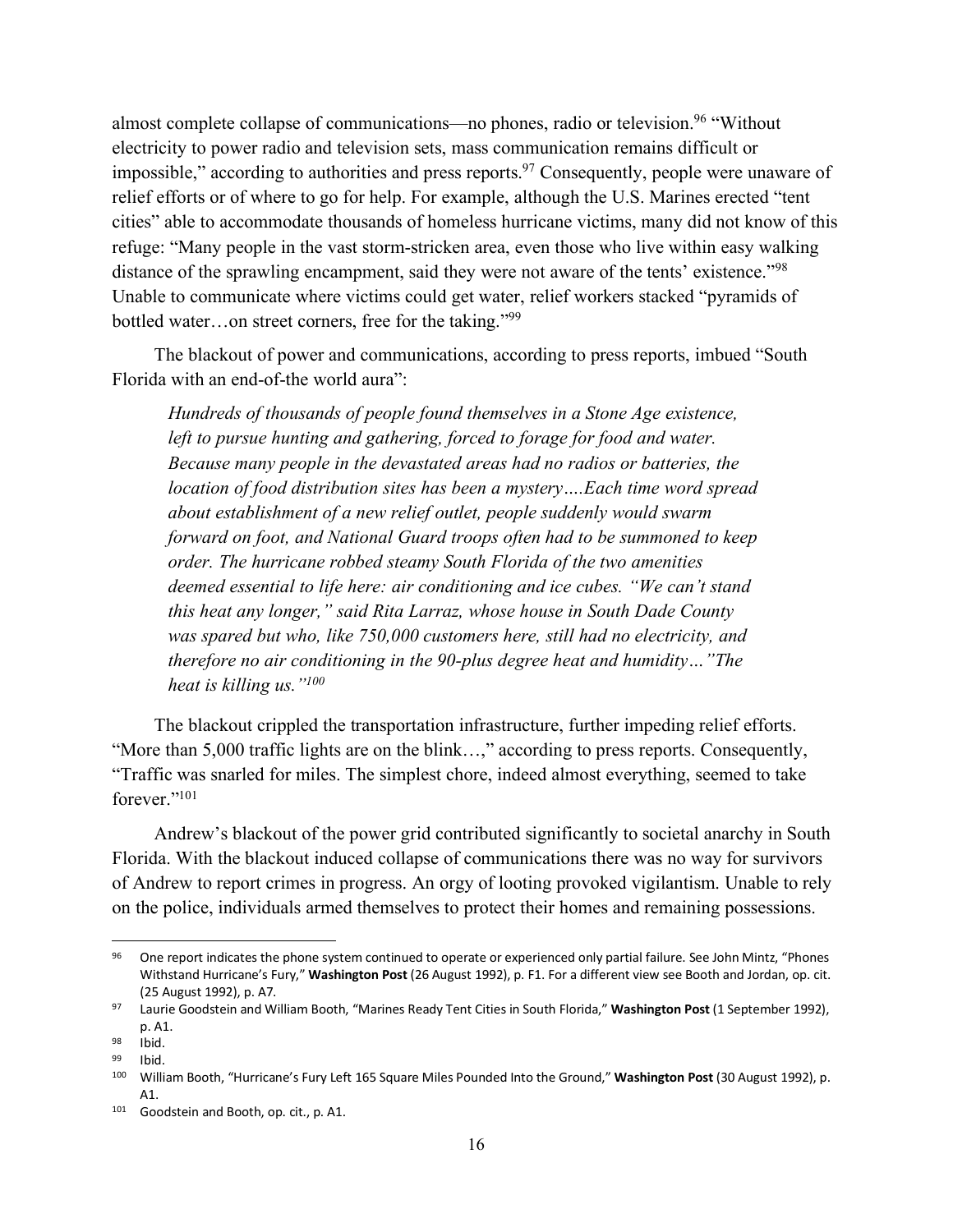almost complete collapse of communications—no phones, radio or television.[96] "Without electricity to power radio and television sets, mass communication remains difficult or impossible," according to authorities and press reports.[97] Consequently, people were unaware of relief efforts or of where to go for help. For example, although the U.S. Marines erected "tent cities" able to accommodate thousands of homeless hurricane victims, many did not know of this refuge: "Many people in the vast storm-stricken area, even those who live within easy walking distance of the sprawling encampment, said they were not aware of the tents' existence."[98] Unable to communicate where victims could get water, relief workers stacked "pyramids of bottled water…on street corners, free for the taking."[99]

The blackout of power and communications, according to press reports, imbued "South Florida with an end-of-the world aura":

> *Hundreds of thousands of people found themselves in a Stone Age existence, left to pursue hunting and gathering, forced to forage for food and water. Because many people in the devastated areas had no radios or batteries, the location of food distribution sites has been a mystery….Each time word spread about establishment of a new relief outlet, people suddenly would swarm forward on foot, and National Guard troops often had to be summoned to keep order. The hurricane robbed steamy South Florida of the two amenities deemed essential to life here: air conditioning and ice cubes. "We can't stand this heat any longer," said Rita Larraz, whose house in South Dade County was spared but who, like 750,000 customers here, still had no electricity, and therefore no air conditioning in the 90-plus degree heat and humidity…"The heat is killing us."*[100]

The blackout crippled the transportation infrastructure, further impeding relief efforts. "More than 5,000 traffic lights are on the blink…," according to press reports. Consequently, "Traffic was snarled for miles. The simplest chore, indeed almost everything, seemed to take forever."[101]

Andrew's blackout of the power grid contributed significantly to societal anarchy in South Florida. With the blackout induced collapse of communications there was no way for survivors of Andrew to report crimes in progress. An orgy of looting provoked vigilantism. Unable to rely on the police, individuals armed themselves to protect their homes and remaining possessions.

---

[96] One report indicates the phone system continued to operate or experienced only partial failure. See John Mintz, "Phones Withstand Hurricane's Fury," **Washington Post** (26 August 1992), p. F1. For a different view see Booth and Jordan, op. cit. (25 August 1992), p. A7.

[97] Laurie Goodstein and William Booth, "Marines Ready Tent Cities in South Florida," **Washington Post** (1 September 1992), p. A1.

[98] Ibid.

[99] Ibid.

[100] William Booth, "Hurricane's Fury Left 165 Square Miles Pounded Into the Ground," **Washington Post** (30 August 1992), p. A1.

[101] Goodstein and Booth, op. cit., p. A1.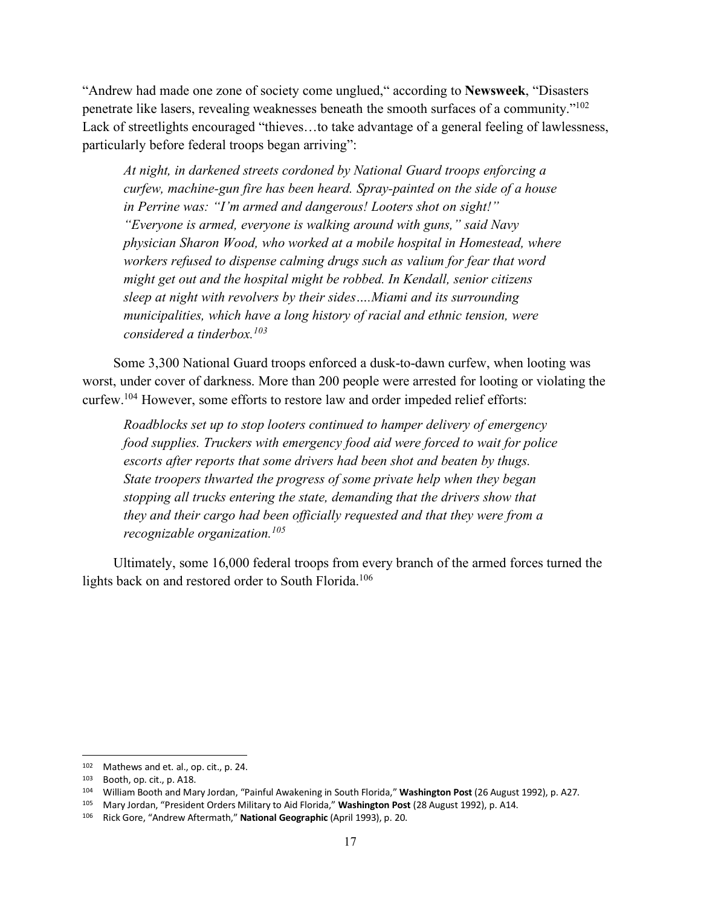"Andrew had made one zone of society come unglued," according to **Newsweek**, "Disasters penetrate like lasers, revealing weaknesses beneath the smooth surfaces of a community."[102] Lack of streetlights encouraged "thieves…to take advantage of a general feeling of lawlessness, particularly before federal troops began arriving":

> *At night, in darkened streets cordoned by National Guard troops enforcing a curfew, machine-gun fire has been heard. Spray-painted on the side of a house in Perrine was: "I'm armed and dangerous! Looters shot on sight!" "Everyone is armed, everyone is walking around with guns," said Navy physician Sharon Wood, who worked at a mobile hospital in Homestead, where workers refused to dispense calming drugs such as valium for fear that word might get out and the hospital might be robbed. In Kendall, senior citizens sleep at night with revolvers by their sides….Miami and its surrounding municipalities, which have a long history of racial and ethnic tension, were considered a tinderbox.*[103]

Some 3,300 National Guard troops enforced a dusk-to-dawn curfew, when looting was worst, under cover of darkness. More than 200 people were arrested for looting or violating the curfew.[104] However, some efforts to restore law and order impeded relief efforts:

> *Roadblocks set up to stop looters continued to hamper delivery of emergency food supplies. Truckers with emergency food aid were forced to wait for police escorts after reports that some drivers had been shot and beaten by thugs. State troopers thwarted the progress of some private help when they began stopping all trucks entering the state, demanding that the drivers show that they and their cargo had been officially requested and that they were from a recognizable organization.*[105]

Ultimately, some 16,000 federal troops from every branch of the armed forces turned the lights back on and restored order to South Florida.[106]

---

[102] Mathews and et. al., op. cit., p. 24.

[103] Booth, op. cit., p. A18.

[104] William Booth and Mary Jordan, "Painful Awakening in South Florida," **Washington Post** (26 August 1992), p. A27.

[105] Mary Jordan, "President Orders Military to Aid Florida," **Washington Post** (28 August 1992), p. A14.

[106] Rick Gore, "Andrew Aftermath," **National Geographic** (April 1993), p. 20.